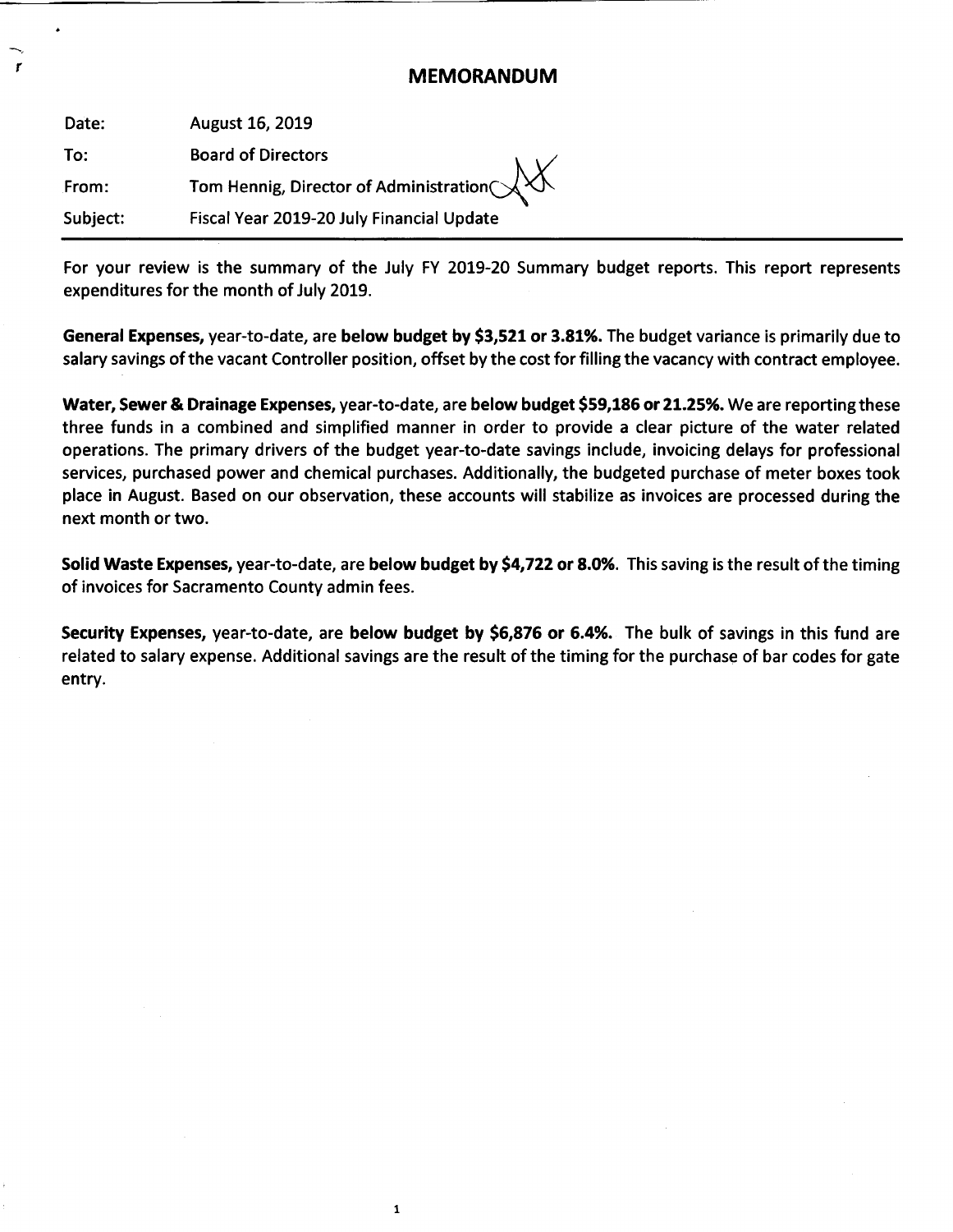# MEMORANDUM

| | |
|---|---|
| Date: | August 16, 2019 |
| To: | Board of Directors |
| From: | Tom Hennig, Director of Administration |
| Subject: | Fiscal Year 2019-20 July Financial Update |

For your review is the summary of the July FY 2019-20 Summary budget reports. This report represents expenditures for the month of July 2019.

**General Expenses,** year-to-date, are **below budget by $3,521 or 3.81%.** The budget variance is primarily due to salary savings of the vacant Controller position, offset by the cost for filling the vacancy with contract employee.

**Water, Sewer & Drainage Expenses,** year-to-date, are **below budget $59,186 or 21.25%.** We are reporting these three funds in a combined and simplified manner in order to provide a clear picture of the water related operations. The primary drivers of the budget year-to-date savings include, invoicing delays for professional services, purchased power and chemical purchases. Additionally, the budgeted purchase of meter boxes took place in August. Based on our observation, these accounts will stabilize as invoices are processed during the next month or two.

**Solid Waste Expenses,** year-to-date, are **below budget by $4,722 or 8.0%.** This saving is the result of the timing of invoices for Sacramento County admin fees.

**Security Expenses,** year-to-date, are **below budget by $6,876 or 6.4%.** The bulk of savings in this fund are related to salary expense. Additional savings are the result of the timing for the purchase of bar codes for gate entry.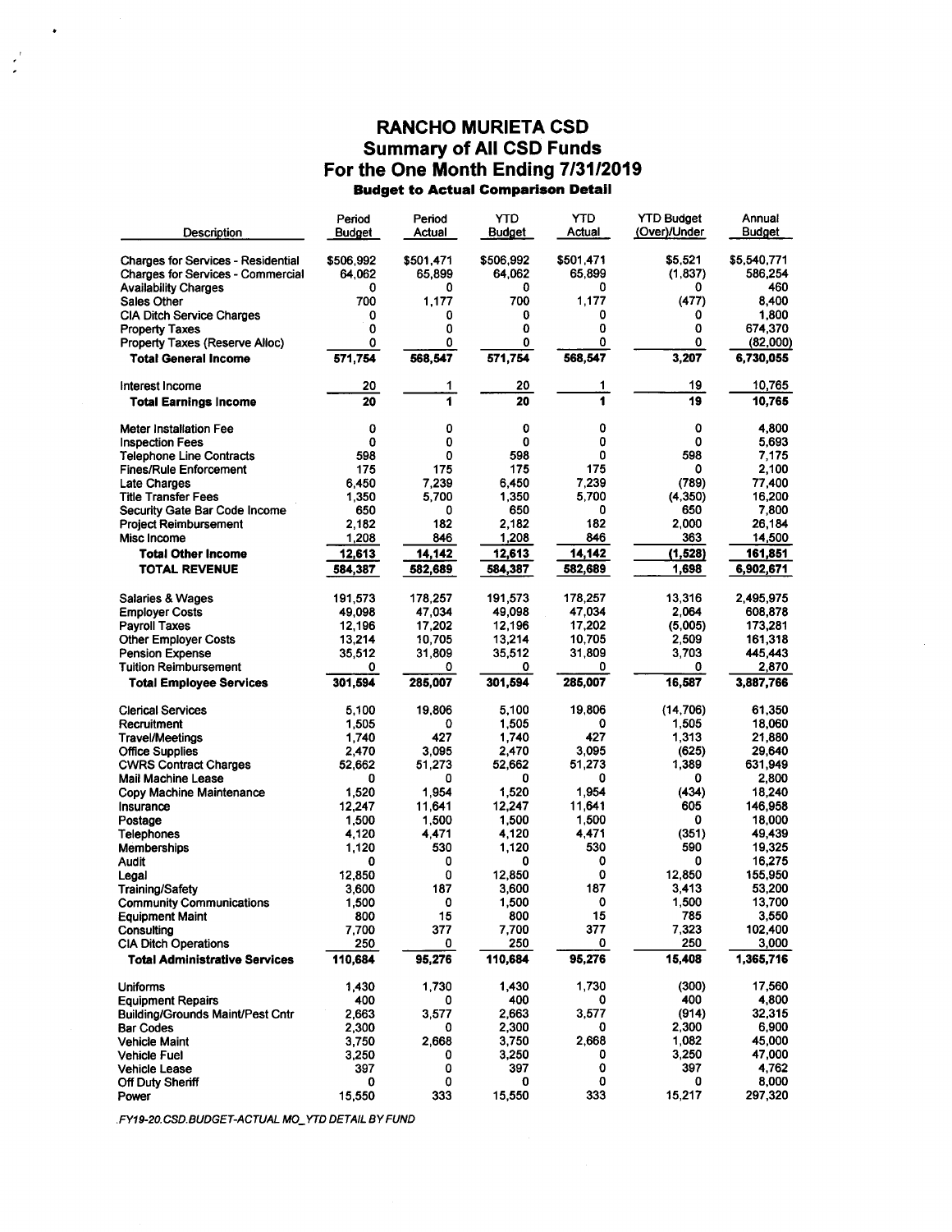# RANCHO MURIETA CSD

## Summary of All CSD Funds

## For the One Month Ending 7/31/2019

**Budget to Actual Comparison Detail**

| Description | Period Budget | Period Actual | YTD Budget | YTD Actual | YTD Budget (Over)/Under | Annual Budget |
|---|---|---|---|---|---|---|
| Charges for Services - Residential | $506,992 | $501,471 | $506,992 | $501,471 | $5,521 | $5,540,771 |
| Charges for Services - Commercial | 64,062 | 65,899 | 64,062 | 65,899 | (1,837) | 586,254 |
| Availability Charges | 0 | 0 | 0 | 0 | 0 | 460 |
| Sales Other | 700 | 1,177 | 700 | 1,177 | (477) | 8,400 |
| CIA Ditch Service Charges | 0 | 0 | 0 | 0 | 0 | 1,800 |
| Property Taxes | 0 | 0 | 0 | 0 | 0 | 674,370 |
| Property Taxes (Reserve Alloc) | 0 | 0 | 0 | 0 | 0 | (82,000) |
| **Total General Income** | **571,754** | **568,547** | **571,754** | **568,547** | **3,207** | **6,730,055** |
| Interest Income | 20 | 1 | 20 | 1 | 19 | 10,765 |
| **Total Earnings Income** | **20** | **1** | **20** | **1** | **19** | **10,765** |
| Meter Installation Fee | 0 | 0 | 0 | 0 | 0 | 4,800 |
| Inspection Fees | 0 | 0 | 0 | 0 | 0 | 5,693 |
| Telephone Line Contracts | 598 | 0 | 598 | 0 | 598 | 7,175 |
| Fines/Rule Enforcement | 175 | 175 | 175 | 175 | 0 | 2,100 |
| Late Charges | 6,450 | 7,239 | 6,450 | 7,239 | (789) | 77,400 |
| Title Transfer Fees | 1,350 | 5,700 | 1,350 | 5,700 | (4,350) | 16,200 |
| Security Gate Bar Code Income | 650 | 0 | 650 | 0 | 650 | 7,800 |
| Project Reimbursement | 2,182 | 182 | 2,182 | 182 | 2,000 | 26,184 |
| Misc Income | 1,208 | 846 | 1,208 | 846 | 363 | 14,500 |
| **Total Other Income** | **12,613** | **14,142** | **12,613** | **14,142** | **(1,528)** | **161,851** |
| **TOTAL REVENUE** | **584,387** | **582,689** | **584,387** | **582,689** | **1,698** | **6,902,671** |
| Salaries & Wages | 191,573 | 178,257 | 191,573 | 178,257 | 13,316 | 2,495,975 |
| Employer Costs | 49,098 | 47,034 | 49,098 | 47,034 | 2,064 | 608,878 |
| Payroll Taxes | 12,196 | 17,202 | 12,196 | 17,202 | (5,005) | 173,281 |
| Other Employer Costs | 13,214 | 10,705 | 13,214 | 10,705 | 2,509 | 161,318 |
| Pension Expense | 35,512 | 31,809 | 35,512 | 31,809 | 3,703 | 445,443 |
| Tuition Reimbursement | 0 | 0 | 0 | 0 | 0 | 2,870 |
| **Total Employee Services** | **301,594** | **285,007** | **301,594** | **285,007** | **16,587** | **3,887,766** |
| Clerical Services | 5,100 | 19,806 | 5,100 | 19,806 | (14,706) | 61,350 |
| Recruitment | 1,505 | 0 | 1,505 | 0 | 1,505 | 18,060 |
| Travel/Meetings | 1,740 | 427 | 1,740 | 427 | 1,313 | 21,880 |
| Office Supplies | 2,470 | 3,095 | 2,470 | 3,095 | (625) | 29,640 |
| CWRS Contract Charges | 52,662 | 51,273 | 52,662 | 51,273 | 1,389 | 631,949 |
| Mail Machine Lease | 0 | 0 | 0 | 0 | 0 | 2,800 |
| Copy Machine Maintenance | 1,520 | 1,954 | 1,520 | 1,954 | (434) | 18,240 |
| Insurance | 12,247 | 11,641 | 12,247 | 11,641 | 605 | 146,958 |
| Postage | 1,500 | 1,500 | 1,500 | 1,500 | 0 | 18,000 |
| Telephones | 4,120 | 4,471 | 4,120 | 4,471 | (351) | 49,439 |
| Memberships | 1,120 | 530 | 1,120 | 530 | 590 | 19,325 |
| Audit | 0 | 0 | 0 | 0 | 0 | 16,275 |
| Legal | 12,850 | 0 | 12,850 | 0 | 12,850 | 155,950 |
| Training/Safety | 3,600 | 187 | 3,600 | 187 | 3,413 | 53,200 |
| Community Communications | 1,500 | 0 | 1,500 | 0 | 1,500 | 13,700 |
| Equipment Maint | 800 | 15 | 800 | 15 | 785 | 3,550 |
| Consulting | 7,700 | 377 | 7,700 | 377 | 7,323 | 102,400 |
| CIA Ditch Operations | 250 | 0 | 250 | 0 | 250 | 3,000 |
| **Total Administrative Services** | **110,684** | **95,276** | **110,684** | **95,276** | **15,408** | **1,365,716** |
| Uniforms | 1,430 | 1,730 | 1,430 | 1,730 | (300) | 17,560 |
| Equipment Repairs | 400 | 0 | 400 | 0 | 400 | 4,800 |
| Building/Grounds Maint/Pest Cntr | 2,663 | 3,577 | 2,663 | 3,577 | (914) | 32,315 |
| Bar Codes | 2,300 | 0 | 2,300 | 0 | 2,300 | 6,900 |
| Vehicle Maint | 3,750 | 2,668 | 3,750 | 2,668 | 1,082 | 45,000 |
| Vehicle Fuel | 3,250 | 0 | 3,250 | 0 | 3,250 | 47,000 |
| Vehicle Lease | 397 | 0 | 397 | 0 | 397 | 4,762 |
| Off Duty Sheriff | 0 | 0 | 0 | 0 | 0 | 8,000 |
| Power | 15,550 | 333 | 15,550 | 333 | 15,217 | 297,320 |

*.FY19-20.CSD.BUDGET-ACTUAL MO_YTD DETAIL BY FUND*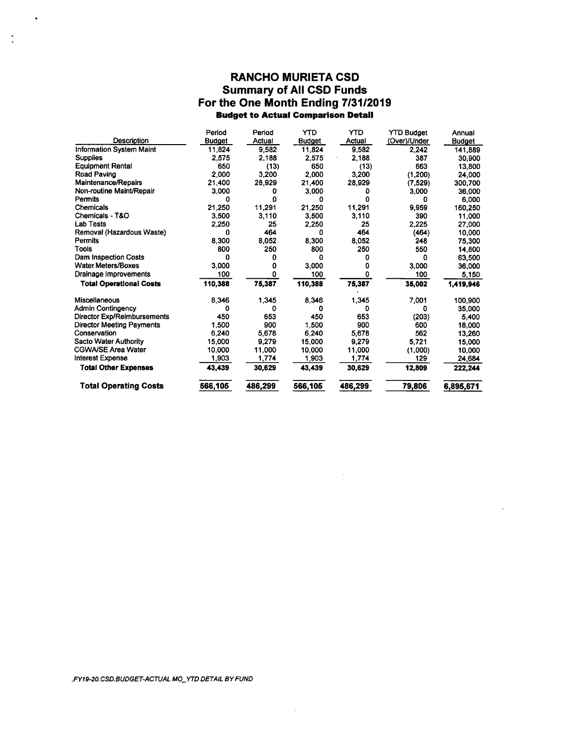# RANCHO MURIETA CSD
## Summary of All CSD Funds
## For the One Month Ending 7/31/2019
**Budget to Actual Comparison Detail**

| Description | Period Budget | Period Actual | YTD Budget | YTD Actual | YTD Budget (Over)/Under | Annual Budget |
|---|---|---|---|---|---|---|
| Information System Maint | 11,824 | 9,582 | 11,824 | 9,582 | 2,242 | 141,889 |
| Supplies | 2,575 | 2,188 | 2,575 | 2,188 | 387 | 30,900 |
| Equipment Rental | 650 | (13) | 650 | (13) | 663 | 13,800 |
| Road Paving | 2,000 | 3,200 | 2,000 | 3,200 | (1,200) | 24,000 |
| Maintenance/Repairs | 21,400 | 28,929 | 21,400 | 28,929 | (7,529) | 300,700 |
| Non-routine Maint/Repair | 3,000 | 0 | 3,000 | 0 | 3,000 | 36,000 |
| Permits | 0 | 0 | 0 | 0 | 0 | 6,000 |
| Chemicals | 21,250 | 11,291 | 21,250 | 11,291 | 9,959 | 160,250 |
| Chemicals - T&O | 3,500 | 3,110 | 3,500 | 3,110 | 390 | 11,000 |
| Lab Tests | 2,250 | 25 | 2,250 | 25 | 2,225 | 27,000 |
| Removal (Hazardous Waste) | 0 | 464 | 0 | 464 | (464) | 10,000 |
| Permits | 8,300 | 8,052 | 8,300 | 8,052 | 248 | 75,300 |
| Tools | 800 | 250 | 800 | 250 | 550 | 14,800 |
| Dam Inspection Costs | 0 | 0 | 0 | 0 | 0 | 63,500 |
| Water Meters/Boxes | 3,000 | 0 | 3,000 | 0 | 3,000 | 36,000 |
| Drainage Improvements | 100 | 0 | 100 | 0 | 100 | 5,150 |
| **Total Operational Costs** | **110,388** | **75,387** | **110,388** | **75,387** | **35,002** | **1,419,946** |
| Miscellaneous | 8,346 | 1,345 | 8,346 | 1,345 | 7,001 | 100,900 |
| Admin Contingency | 0 | 0 | 0 | 0 | 0 | 35,000 |
| Director Exp/Reimbursements | 450 | 653 | 450 | 653 | (203) | 5,400 |
| Director Meeting Payments | 1,500 | 900 | 1,500 | 900 | 600 | 18,000 |
| Conservation | 6,240 | 5,678 | 6,240 | 5,678 | 562 | 13,260 |
| Sacto Water Authority | 15,000 | 9,279 | 15,000 | 9,279 | 5,721 | 15,000 |
| CGWA/SE Area Water | 10,000 | 11,000 | 10,000 | 11,000 | (1,000) | 10,000 |
| Interest Expense | 1,903 | 1,774 | 1,903 | 1,774 | 129 | 24,684 |
| **Total Other Expenses** | **43,439** | **30,629** | **43,439** | **30,629** | **12,809** | **222,244** |
| **Total Operating Costs** | **566,105** | **486,299** | **566,105** | **486,299** | **79,806** | **6,895,671** |

*.FY19-20.CSD.BUDGET-ACTUAL MO_YTD DETAIL BY FUND*